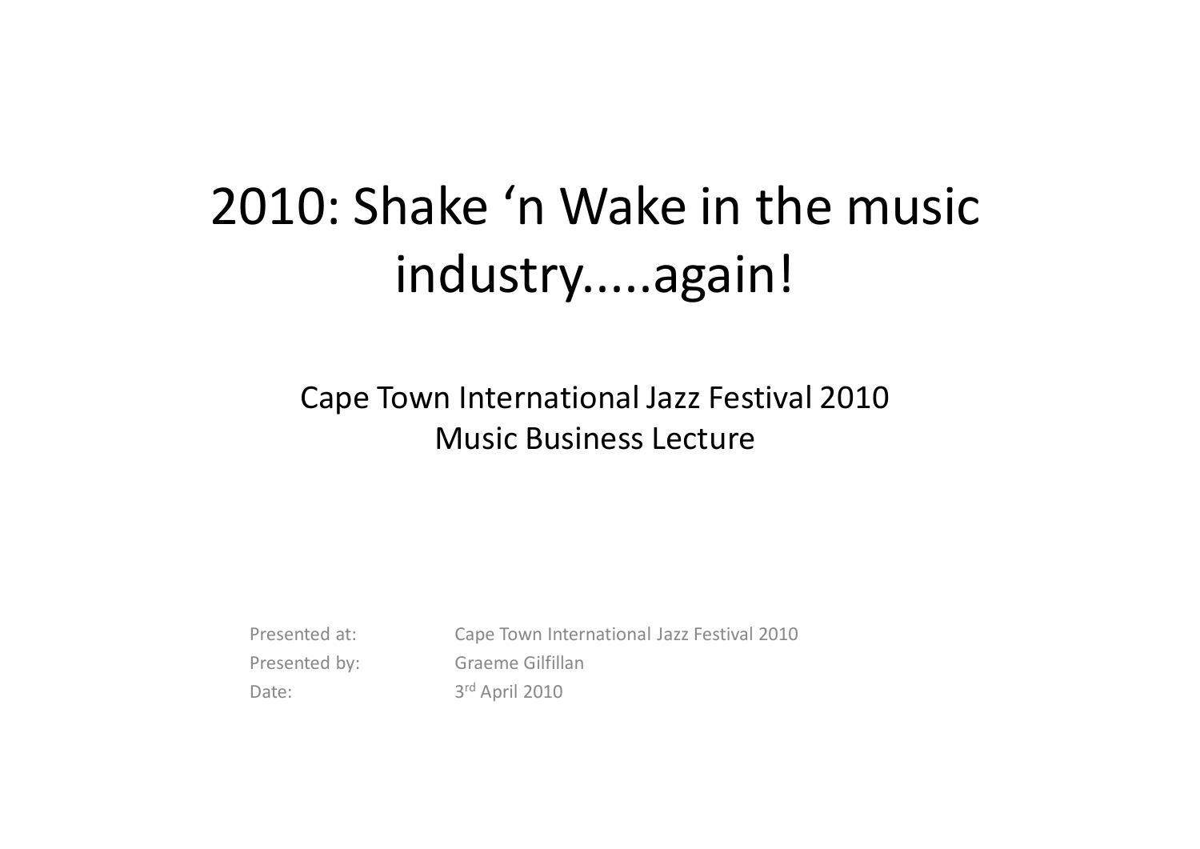# 2010: Shake ‘n Wake in the music industry.....again!

## Cape Town International Jazz Festival 2010
## Music Business Lecture

| | |
|---|---|
| Presented at: | Cape Town International Jazz Festival 2010 |
| Presented by: | Graeme Gilfillan |
| Date: | 3rd April 2010 |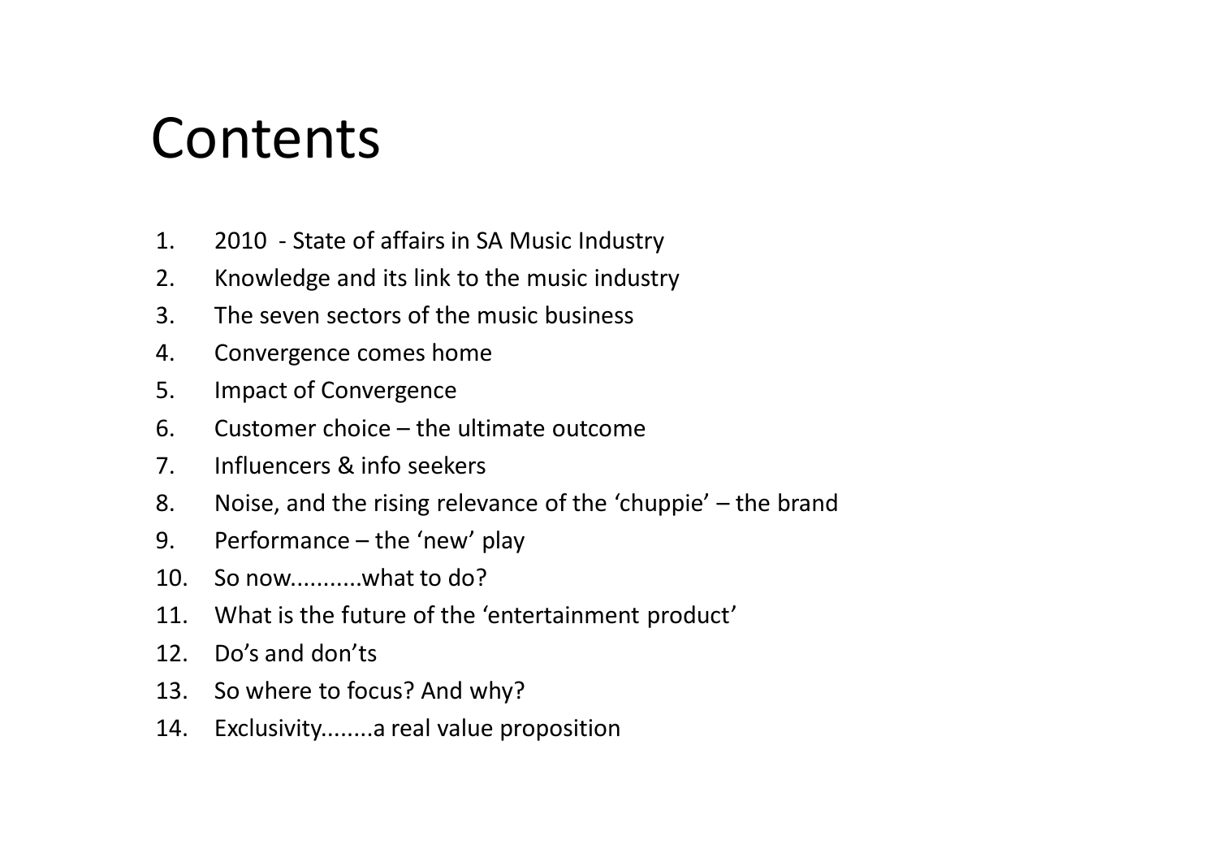# Contents

1. 2010 - State of affairs in SA Music Industry
2. Knowledge and its link to the music industry
3. The seven sectors of the music business
4. Convergence comes home
5. Impact of Convergence
6. Customer choice – the ultimate outcome
7. Influencers & info seekers
8. Noise, and the rising relevance of the 'chuppie' – the brand
9. Performance – the 'new' play
10. So now...........what to do?
11. What is the future of the 'entertainment product'
12. Do's and don'ts
13. So where to focus? And why?
14. Exclusivity........a real value proposition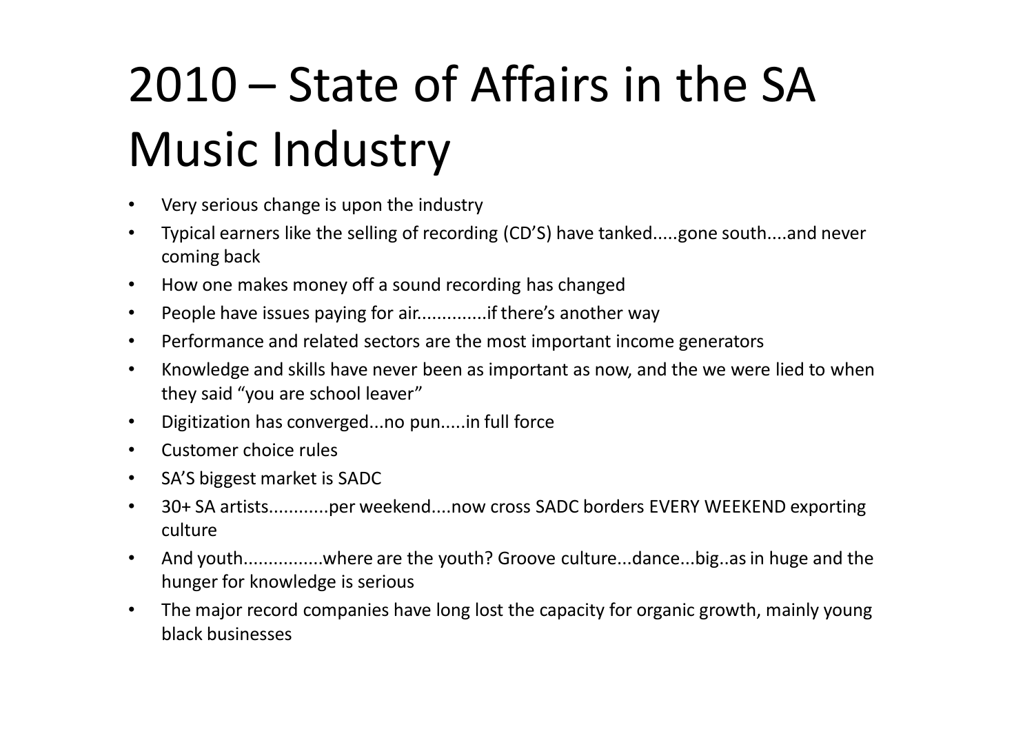# 2010 – State of Affairs in the SA Music Industry

- Very serious change is upon the industry
- Typical earners like the selling of recording (CD'S) have tanked.....gone south....and never coming back
- How one makes money off a sound recording has changed
- People have issues paying for air.............if there's another way
- Performance and related sectors are the most important income generators
- Knowledge and skills have never been as important as now, and the we were lied to when they said "you are school leaver"
- Digitization has converged...no pun.....in full force
- Customer choice rules
- SA'S biggest market is SADC
- 30+ SA artists............per weekend....now cross SADC borders EVERY WEEKEND exporting culture
- And youth................where are the youth? Groove culture...dance...big..as in huge and the hunger for knowledge is serious
- The major record companies have long lost the capacity for organic growth, mainly young black businesses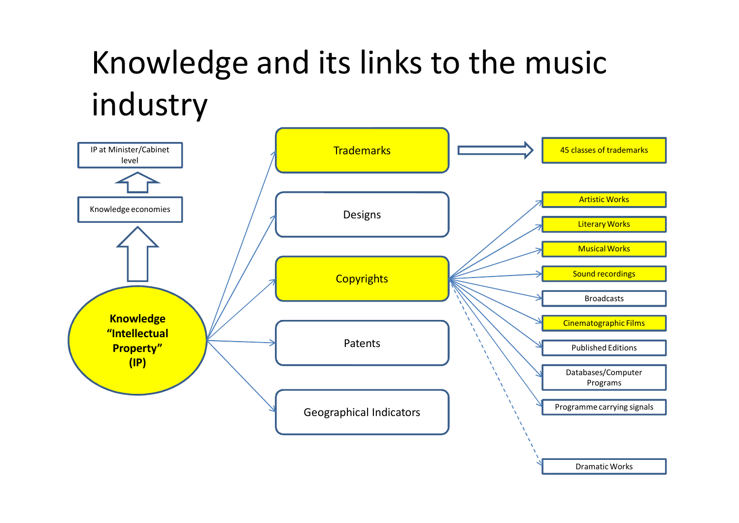# Knowledge and its links to the music industry

- IP at Minister/Cabinet level
- Knowledge economies
- **Knowledge "Intellectual Property" (IP)**
  - Trademarks
    - 45 classes of trademarks
  - Designs
  - Copyrights
    - Artistic Works
    - Literary Works
    - Musical Works
    - Sound recordings
    - Broadcasts
    - Cinematographic Films
    - Published Editions
    - Databases/Computer Programs
    - Programme carrying signals
    - Dramatic Works
  - Patents
  - Geographical Indicators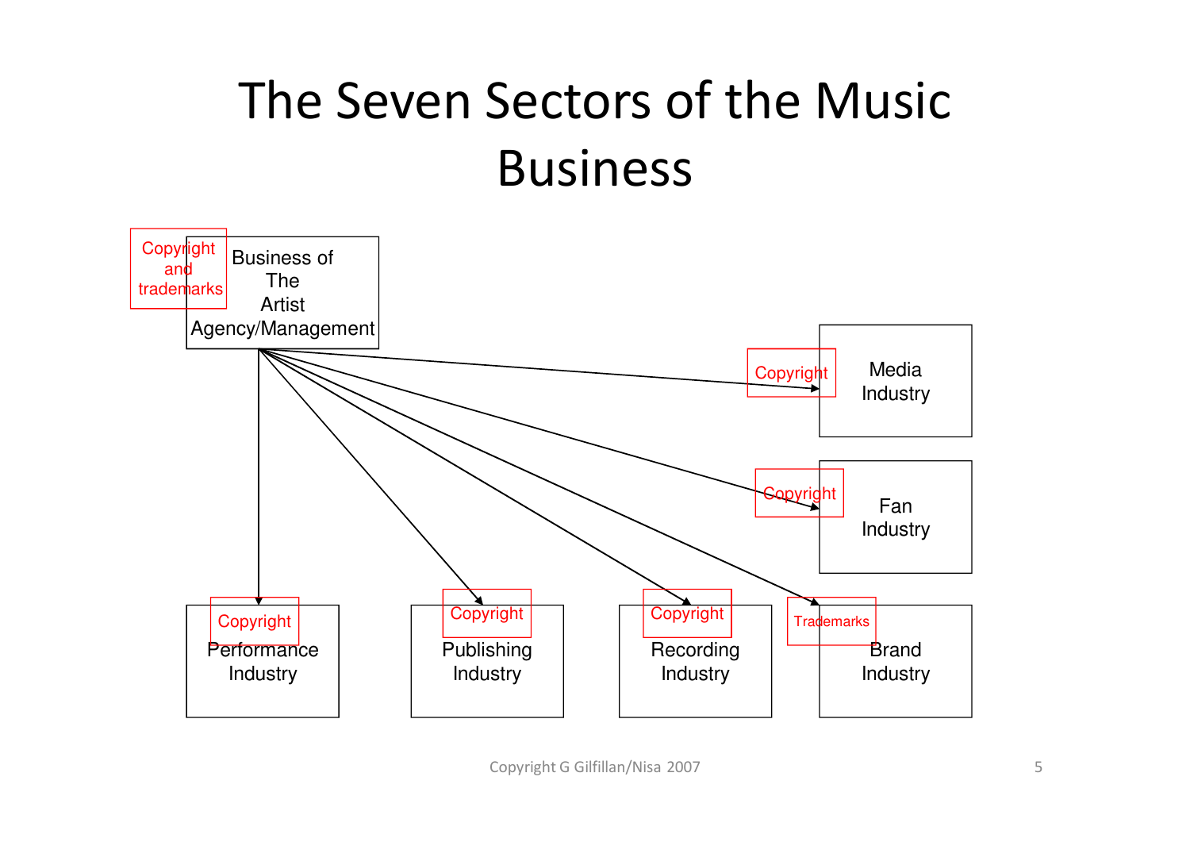# The Seven Sectors of the Music Business

Business of The Artist Agency/Management — Copyright and trademarks

- Media Industry — Copyright
- Fan Industry — Copyright
- Performance Industry — Copyright
- Publishing Industry — Copyright
- Recording Industry — Copyright
- Brand Industry — Trademarks

Copyright G Gilfillan/Nisa 2007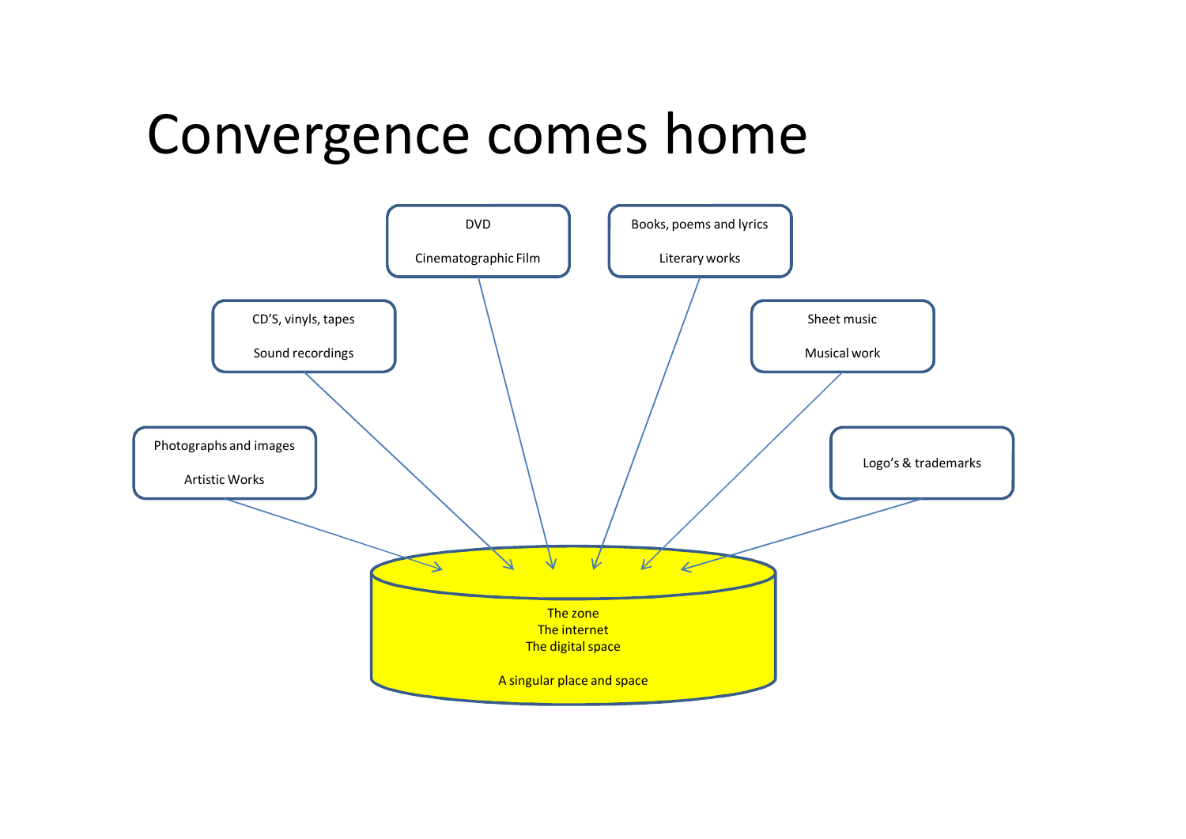# Convergence comes home

DVD

Cinematographic Film

Books, poems and lyrics

Literary works

CD'S, vinyls, tapes

Sound recordings

Sheet music

Musical work

Photographs and images

Artistic Works

Logo's & trademarks

The zone
The internet
The digital space

A singular place and space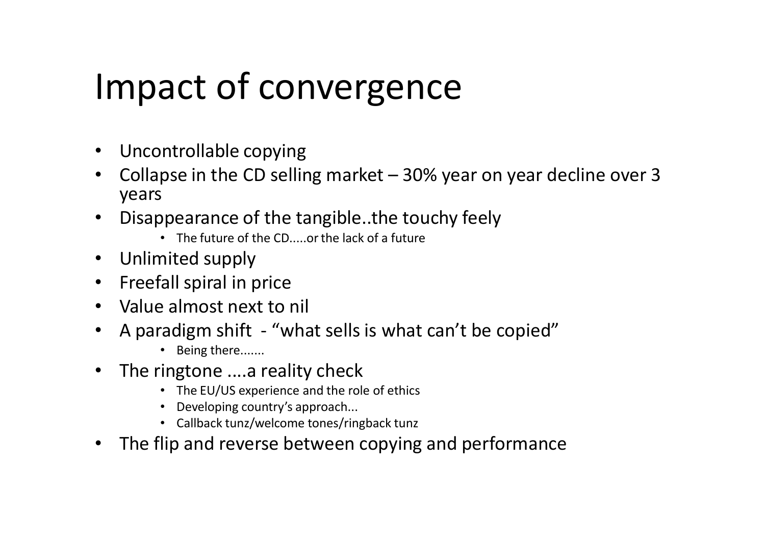# Impact of convergence

- Uncontrollable copying
- Collapse in the CD selling market – 30% year on year decline over 3 years
- Disappearance of the tangible..the touchy feely
    - The future of the CD.....or the lack of a future
- Unlimited supply
- Freefall spiral in price
- Value almost next to nil
- A paradigm shift - “what sells is what can’t be copied”
    - Being there.......
- The ringtone ....a reality check
    - The EU/US experience and the role of ethics
    - Developing country’s approach...
    - Callback tunz/welcome tones/ringback tunz
- The flip and reverse between copying and performance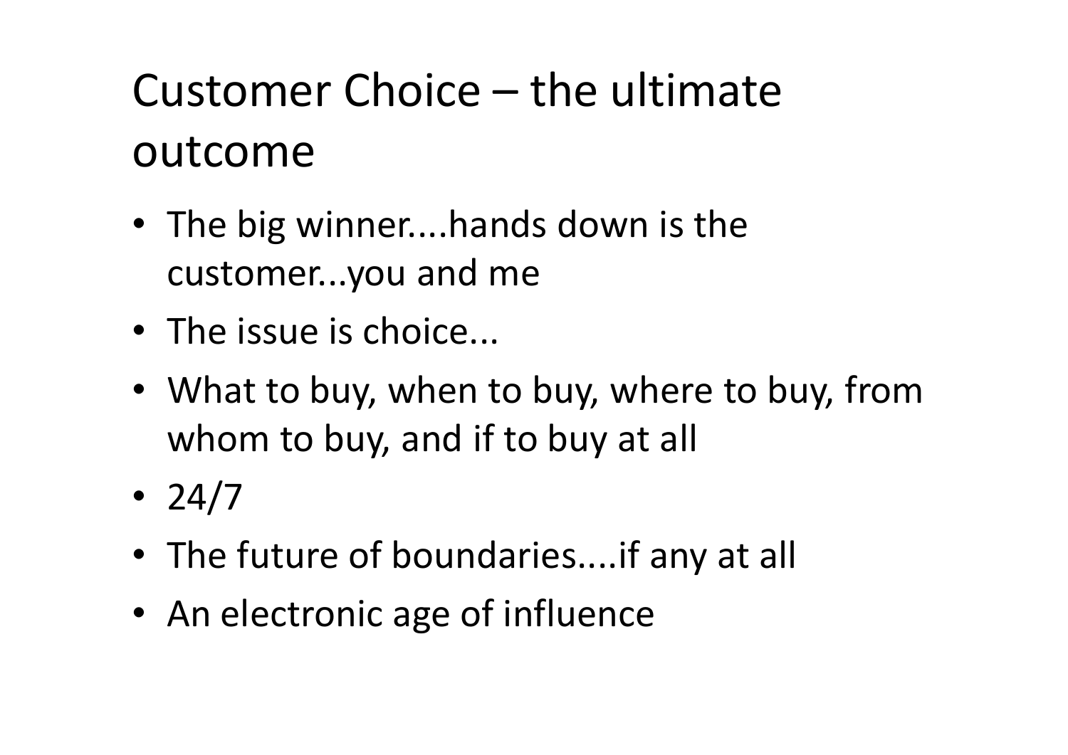# Customer Choice – the ultimate outcome

- The big winner....hands down is the customer...you and me
- The issue is choice...
- What to buy, when to buy, where to buy, from whom to buy, and if to buy at all
- 24/7
- The future of boundaries....if any at all
- An electronic age of influence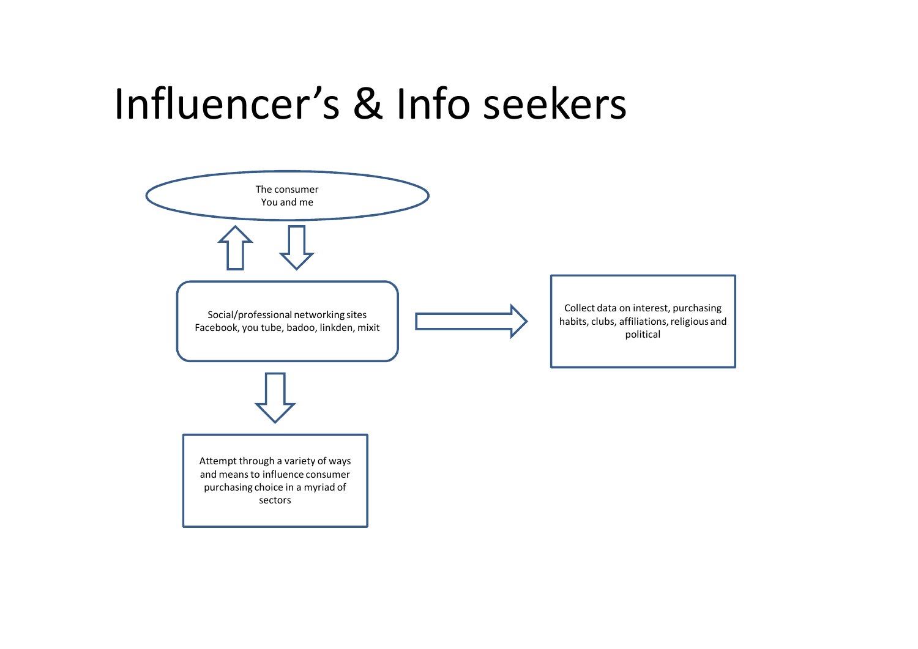# Influencer's & Info seekers

The consumer
You and me

Social/professional networking sites
Facebook, you tube, badoo, linkden, mixit

Collect data on interest, purchasing habits, clubs, affiliations, religious and political

Attempt through a variety of ways and means to influence consumer purchasing choice in a myriad of sectors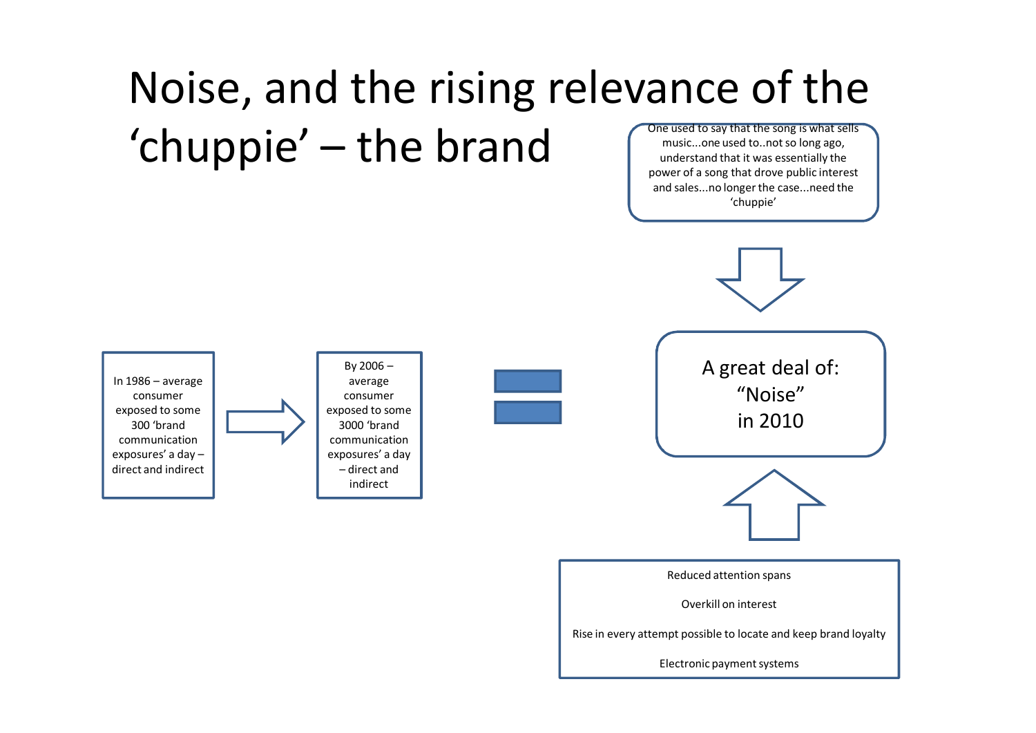# Noise, and the rising relevance of the 'chuppie' – the brand

One used to say that the song is what sells music...one used to..not so long ago, understand that it was essentially the power of a song that drove public interest and sales...no longer the case...need the 'chuppie'

In 1986 – average consumer exposed to some 300 'brand communication exposures' a day – direct and indirect

By 2006 – average consumer exposed to some 3000 'brand communication exposures' a day – direct and indirect

A great deal of: "Noise" in 2010

Reduced attention spans

Overkill on interest

Rise in every attempt possible to locate and keep brand loyalty

Electronic payment systems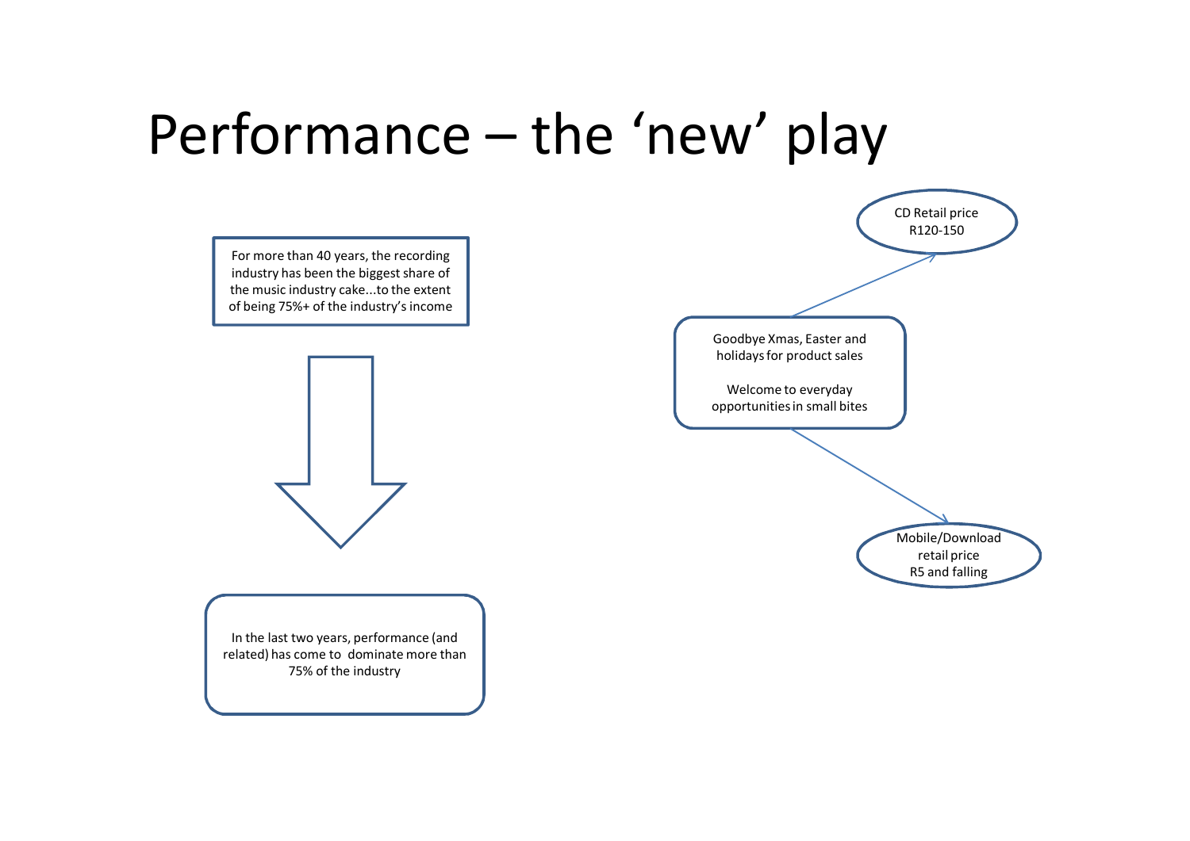# Performance – the 'new' play

For more than 40 years, the recording industry has been the biggest share of the music industry cake...to the extent of being 75%+ of the industry's income

In the last two years, performance (and related) has come to dominate more than 75% of the industry

Goodbye Xmas, Easter and holidays for product sales

Welcome to everyday opportunities in small bites

CD Retail price R120-150

Mobile/Download retail price R5 and falling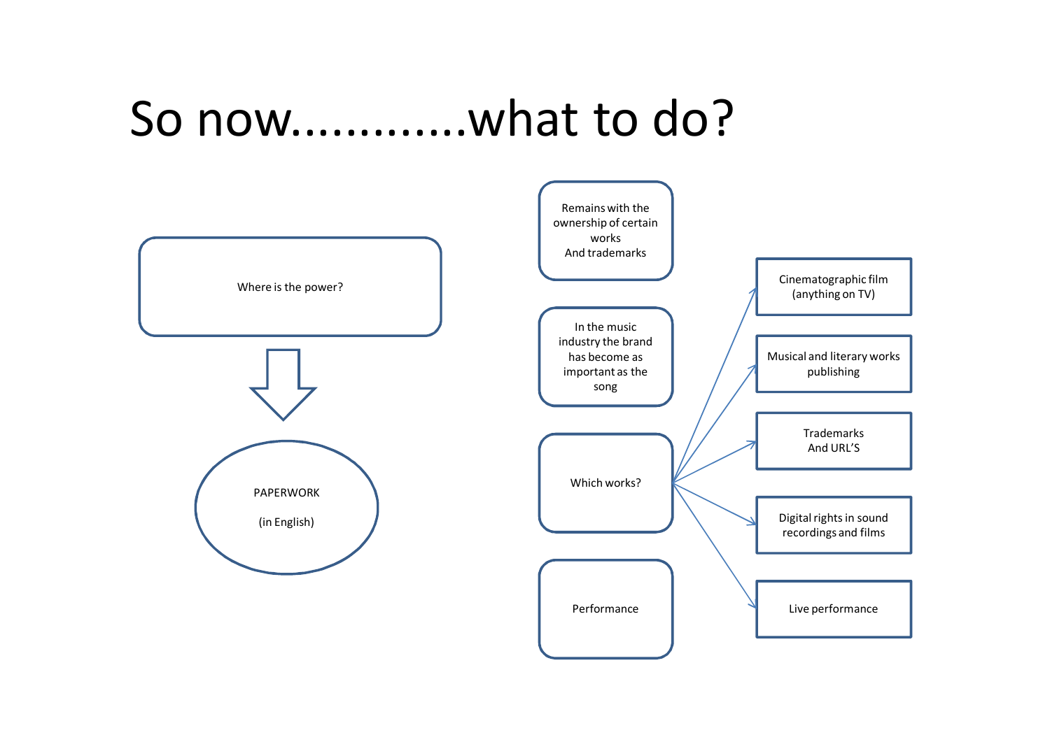# So now............what to do?

Where is the power?

↓

PAPERWORK

(in English)

Remains with the ownership of certain works
And trademarks

In the music industry the brand has become as important as the song

Which works?

- Cinematographic film (anything on TV)
- Musical and literary works publishing
- Trademarks And URL'S
- Digital rights in sound recordings and films
- Live performance

Performance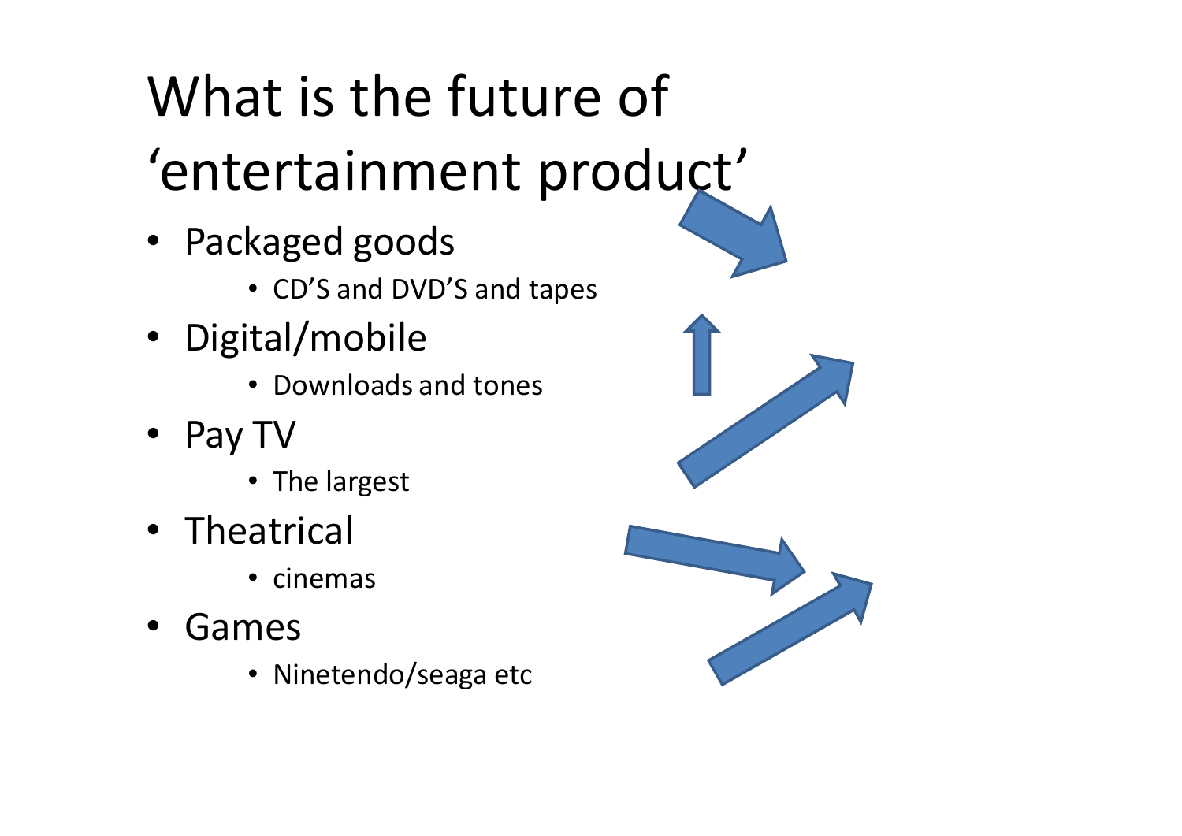# What is the future of 'entertainment product'

- Packaged goods
    - CD'S and DVD'S and tapes
- Digital/mobile
    - Downloads and tones
- Pay TV
    - The largest
- Theatrical
    - cinemas
- Games
    - Ninetendo/seaga etc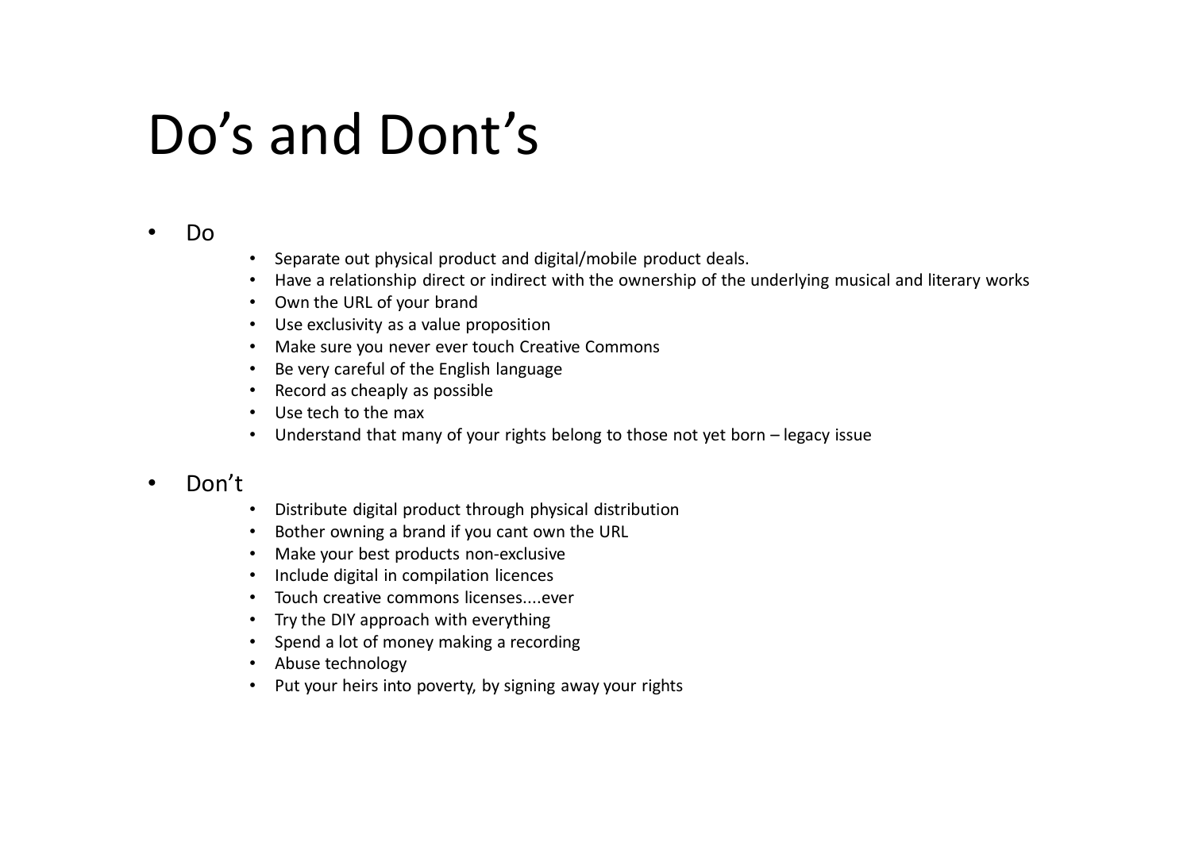# Do's and Dont's

- Do
  - Separate out physical product and digital/mobile product deals.
  - Have a relationship direct or indirect with the ownership of the underlying musical and literary works
  - Own the URL of your brand
  - Use exclusivity as a value proposition
  - Make sure you never ever touch Creative Commons
  - Be very careful of the English language
  - Record as cheaply as possible
  - Use tech to the max
  - Understand that many of your rights belong to those not yet born – legacy issue
- Don't
  - Distribute digital product through physical distribution
  - Bother owning a brand if you cant own the URL
  - Make your best products non-exclusive
  - Include digital in compilation licences
  - Touch creative commons licenses....ever
  - Try the DIY approach with everything
  - Spend a lot of money making a recording
  - Abuse technology
  - Put your heirs into poverty, by signing away your rights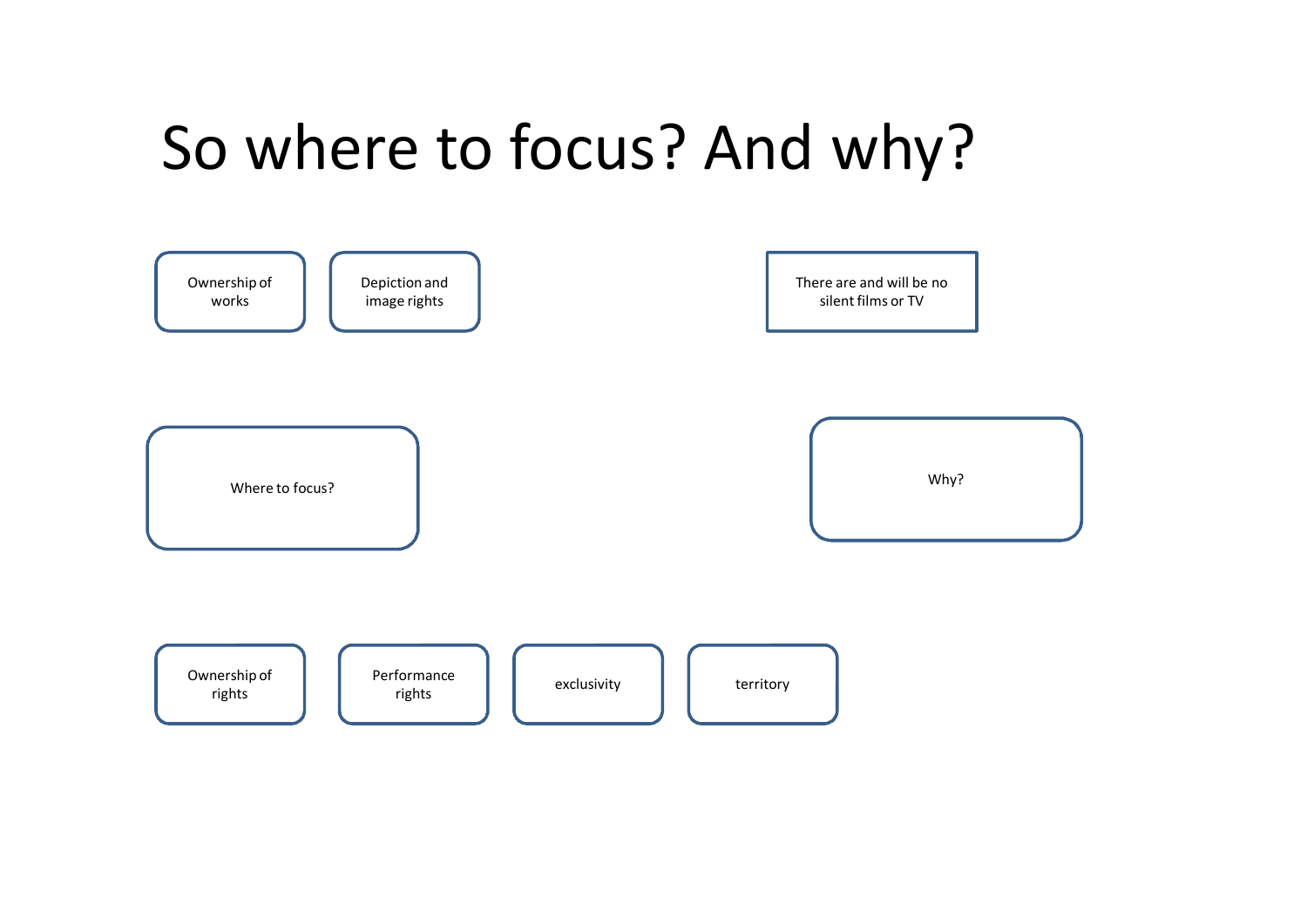# So where to focus? And why?

Ownership of works

Depiction and image rights

There are and will be no silent films or TV

Where to focus?

Why?

Ownership of rights

Performance rights

exclusivity

territory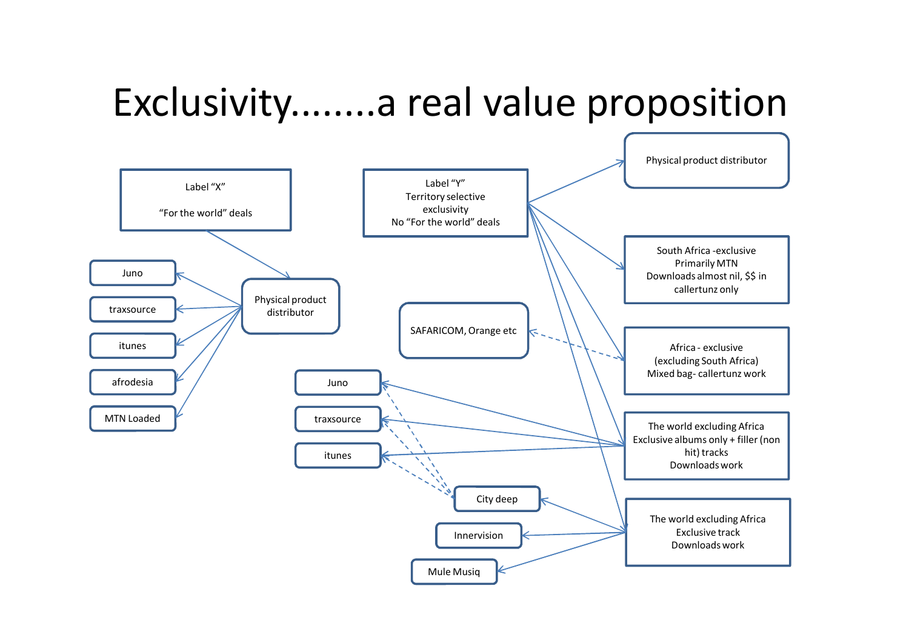# Exclusivity.......a real value proposition

Label "X"

"For the world" deals

Physical product distributor

Juno

traxsource

itunes

afrodesia

MTN Loaded

Label "Y"
Territory selective exclusivity
No "For the world" deals

Physical product distributor

South Africa -exclusive
Primarily MTN
Downloads almost nil, $$ in callertunz only

SAFARICOM, Orange etc

Africa - exclusive
(excluding South Africa)
Mixed bag- callertunz work

Juno

traxsource

itunes

The world excluding Africa
Exclusive albums only + filler (non hit) tracks
Downloads work

City deep

Innervision

Mule Musiq

The world excluding Africa
Exclusive track
Downloads work